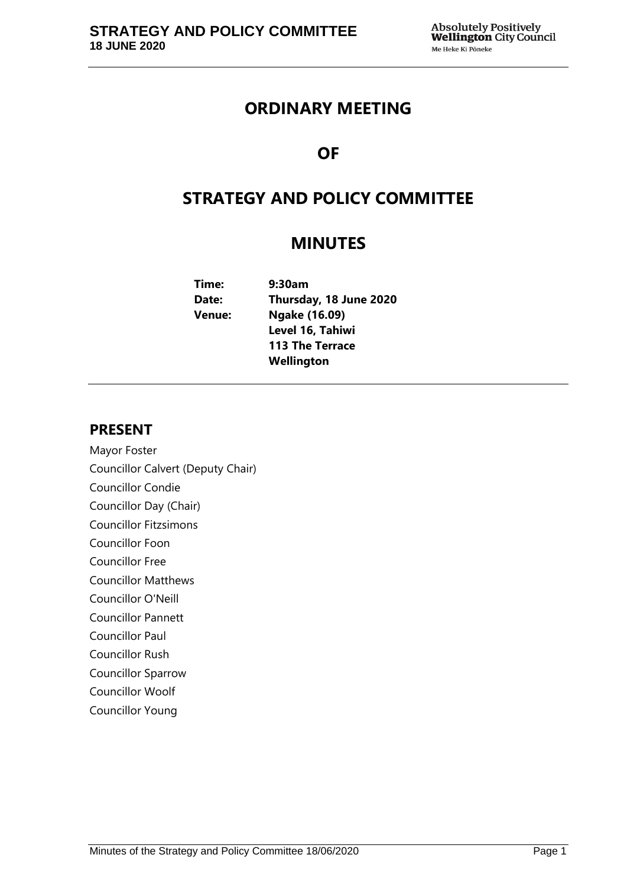# ORDINARY MEETING

# OF

# STRATEGY AND POLICY COMMITTEE

# MINUTES

**Time:** 9:30am
**Date:** Thursday, 18 June 2020
**Venue:** Ngake (16.09)
Level 16, Tahiwi
113 The Terrace
Wellington

## PRESENT

Mayor Foster
Councillor Calvert (Deputy Chair)
Councillor Condie
Councillor Day (Chair)
Councillor Fitzsimons
Councillor Foon
Councillor Free
Councillor Matthews
Councillor O'Neill
Councillor Pannett
Councillor Paul
Councillor Rush
Councillor Sparrow
Councillor Woolf
Councillor Young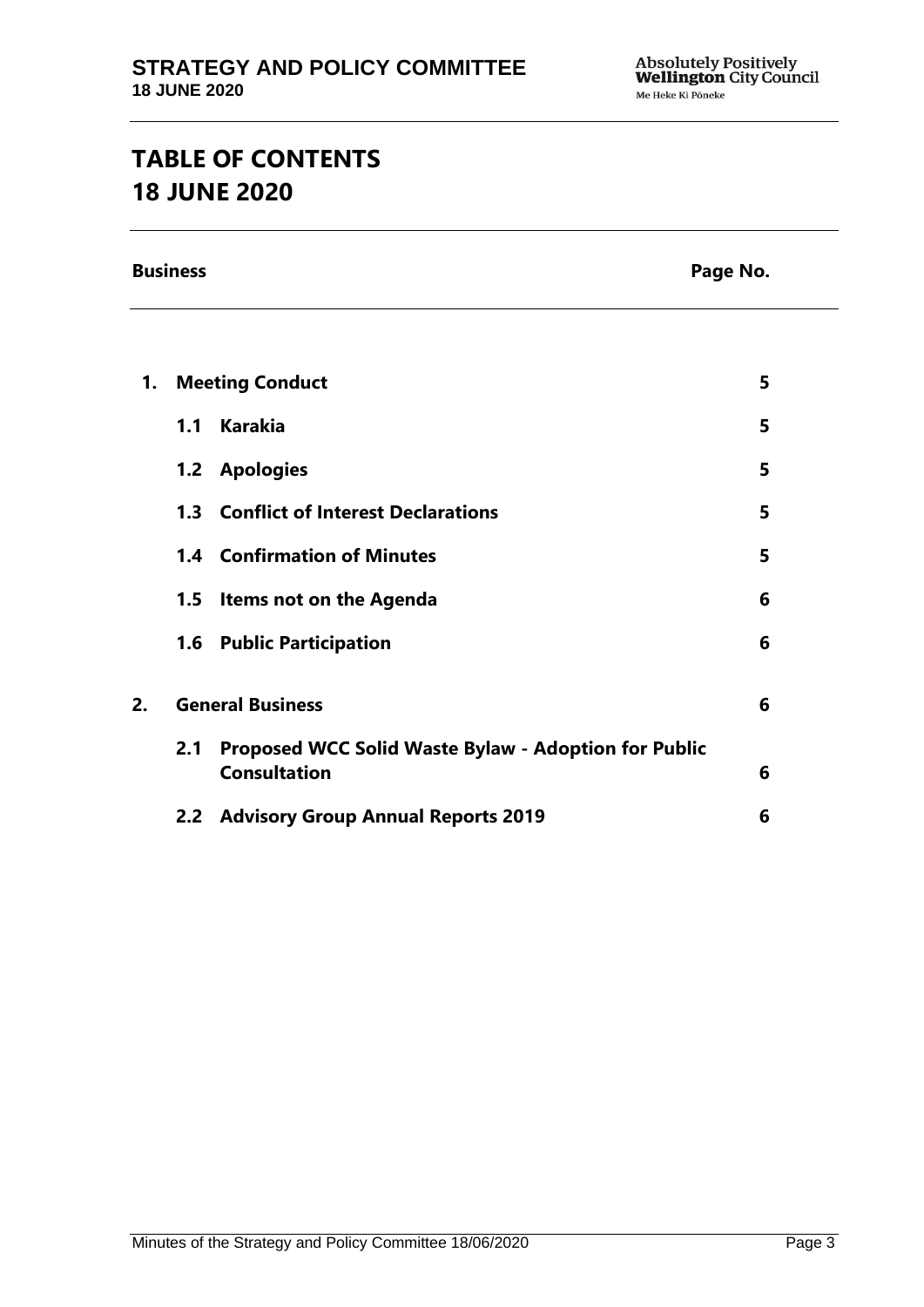# TABLE OF CONTENTS
# 18 JUNE 2020

| Business | | Page No. |
|---|---|---|
| **1.** | **Meeting Conduct** | **5** |
| | **1.1 Karakia** | **5** |
| | **1.2 Apologies** | **5** |
| | **1.3 Conflict of Interest Declarations** | **5** |
| | **1.4 Confirmation of Minutes** | **5** |
| | **1.5 Items not on the Agenda** | **6** |
| | **1.6 Public Participation** | **6** |
| **2.** | **General Business** | **6** |
| | **2.1 Proposed WCC Solid Waste Bylaw - Adoption for Public Consultation** | **6** |
| | **2.2 Advisory Group Annual Reports 2019** | **6** |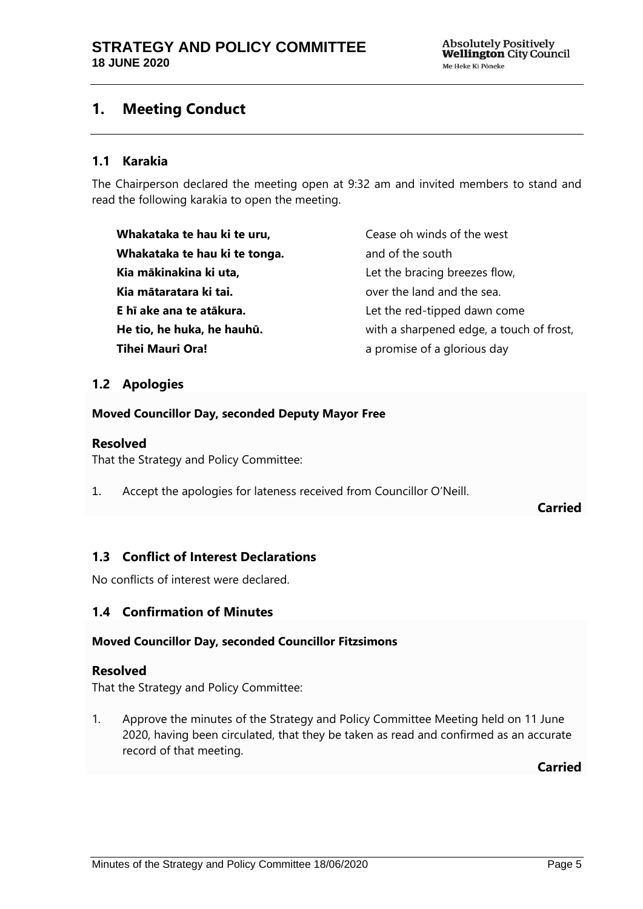# 1. Meeting Conduct

## 1.1 Karakia

The Chairperson declared the meeting open at 9:32 am and invited members to stand and read the following karakia to open the meeting.

| | |
|---|---|
| **Whakataka te hau ki te uru,** | Cease oh winds of the west |
| **Whakataka te hau ki te tonga.** | and of the south |
| **Kia mākinakina ki uta,** | Let the bracing breezes flow, |
| **Kia mātaratara ki tai.** | over the land and the sea. |
| **E hī ake ana te atākura.** | Let the red-tipped dawn come |
| **He tio, he huka, he hauhū.** | with a sharpened edge, a touch of frost, |
| **Tihei Mauri Ora!** | a promise of a glorious day |

## 1.2 Apologies

**Moved Councillor Day, seconded Deputy Mayor Free**

### Resolved

That the Strategy and Policy Committee:

1. Accept the apologies for lateness received from Councillor O'Neill.

**Carried**

## 1.3 Conflict of Interest Declarations

No conflicts of interest were declared.

## 1.4 Confirmation of Minutes

**Moved Councillor Day, seconded Councillor Fitzsimons**

### Resolved

That the Strategy and Policy Committee:

1. Approve the minutes of the Strategy and Policy Committee Meeting held on 11 June 2020, having been circulated, that they be taken as read and confirmed as an accurate record of that meeting.

**Carried**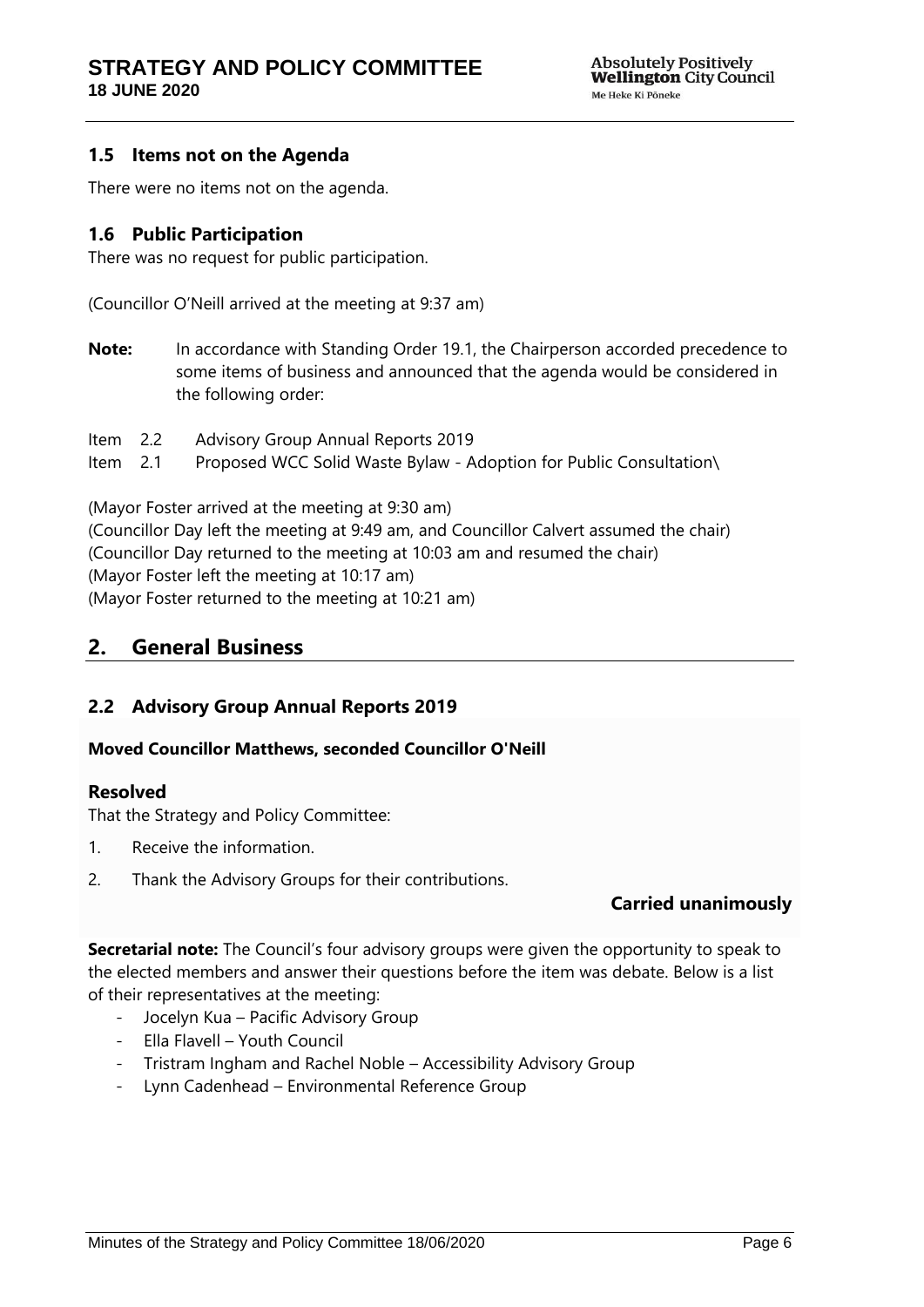### 1.5 Items not on the Agenda

There were no items not on the agenda.

### 1.6 Public Participation

There was no request for public participation.

(Councillor O'Neill arrived at the meeting at 9:37 am)

**Note:** In accordance with Standing Order 19.1, the Chairperson accorded precedence to some items of business and announced that the agenda would be considered in the following order:

Item 2.2 Advisory Group Annual Reports 2019
Item 2.1 Proposed WCC Solid Waste Bylaw - Adoption for Public Consultation\

(Mayor Foster arrived at the meeting at 9:30 am)
(Councillor Day left the meeting at 9:49 am, and Councillor Calvert assumed the chair)
(Councillor Day returned to the meeting at 10:03 am and resumed the chair)
(Mayor Foster left the meeting at 10:17 am)
(Mayor Foster returned to the meeting at 10:21 am)

## 2. General Business

### 2.2 Advisory Group Annual Reports 2019

**Moved Councillor Matthews, seconded Councillor O'Neill**

**Resolved**

That the Strategy and Policy Committee:

1. Receive the information.
2. Thank the Advisory Groups for their contributions.

**Carried unanimously**

**Secretarial note:** The Council's four advisory groups were given the opportunity to speak to the elected members and answer their questions before the item was debate. Below is a list of their representatives at the meeting:

- Jocelyn Kua – Pacific Advisory Group
- Ella Flavell – Youth Council
- Tristram Ingham and Rachel Noble – Accessibility Advisory Group
- Lynn Cadenhead – Environmental Reference Group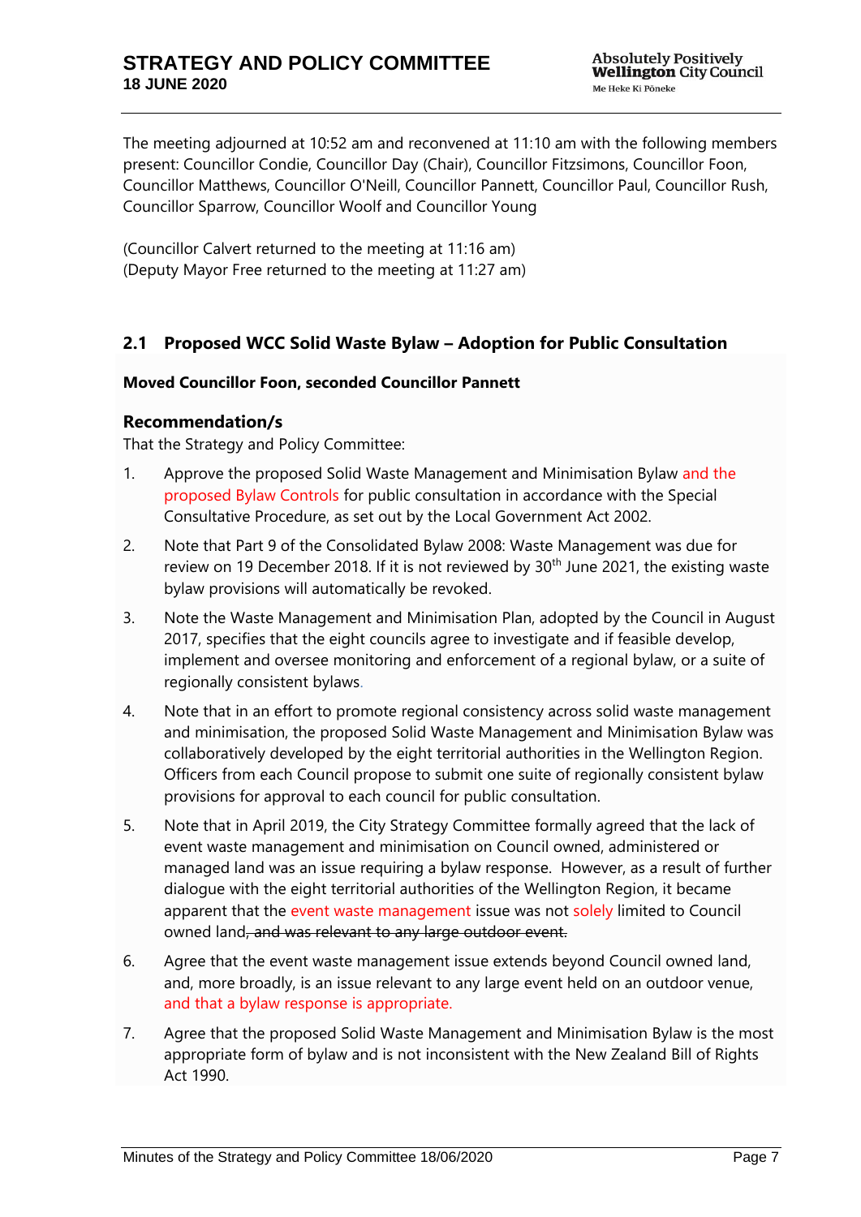The meeting adjourned at 10:52 am and reconvened at 11:10 am with the following members present: Councillor Condie, Councillor Day (Chair), Councillor Fitzsimons, Councillor Foon, Councillor Matthews, Councillor O'Neill, Councillor Pannett, Councillor Paul, Councillor Rush, Councillor Sparrow, Councillor Woolf and Councillor Young

(Councillor Calvert returned to the meeting at 11:16 am)
(Deputy Mayor Free returned to the meeting at 11:27 am)

## 2.1 Proposed WCC Solid Waste Bylaw – Adoption for Public Consultation

**Moved Councillor Foon, seconded Councillor Pannett**

### Recommendation/s

That the Strategy and Policy Committee:

1. Approve the proposed Solid Waste Management and Minimisation Bylaw and the proposed Bylaw Controls for public consultation in accordance with the Special Consultative Procedure, as set out by the Local Government Act 2002.
2. Note that Part 9 of the Consolidated Bylaw 2008: Waste Management was due for review on 19 December 2018. If it is not reviewed by 30th June 2021, the existing waste bylaw provisions will automatically be revoked.
3. Note the Waste Management and Minimisation Plan, adopted by the Council in August 2017, specifies that the eight councils agree to investigate and if feasible develop, implement and oversee monitoring and enforcement of a regional bylaw, or a suite of regionally consistent bylaws.
4. Note that in an effort to promote regional consistency across solid waste management and minimisation, the proposed Solid Waste Management and Minimisation Bylaw was collaboratively developed by the eight territorial authorities in the Wellington Region. Officers from each Council propose to submit one suite of regionally consistent bylaw provisions for approval to each council for public consultation.
5. Note that in April 2019, the City Strategy Committee formally agreed that the lack of event waste management and minimisation on Council owned, administered or managed land was an issue requiring a bylaw response. However, as a result of further dialogue with the eight territorial authorities of the Wellington Region, it became apparent that the event waste management issue was not solely limited to Council owned land~~, and was relevant to any large outdoor event.~~
6. Agree that the event waste management issue extends beyond Council owned land, and, more broadly, is an issue relevant to any large event held on an outdoor venue, and that a bylaw response is appropriate.
7. Agree that the proposed Solid Waste Management and Minimisation Bylaw is the most appropriate form of bylaw and is not inconsistent with the New Zealand Bill of Rights Act 1990.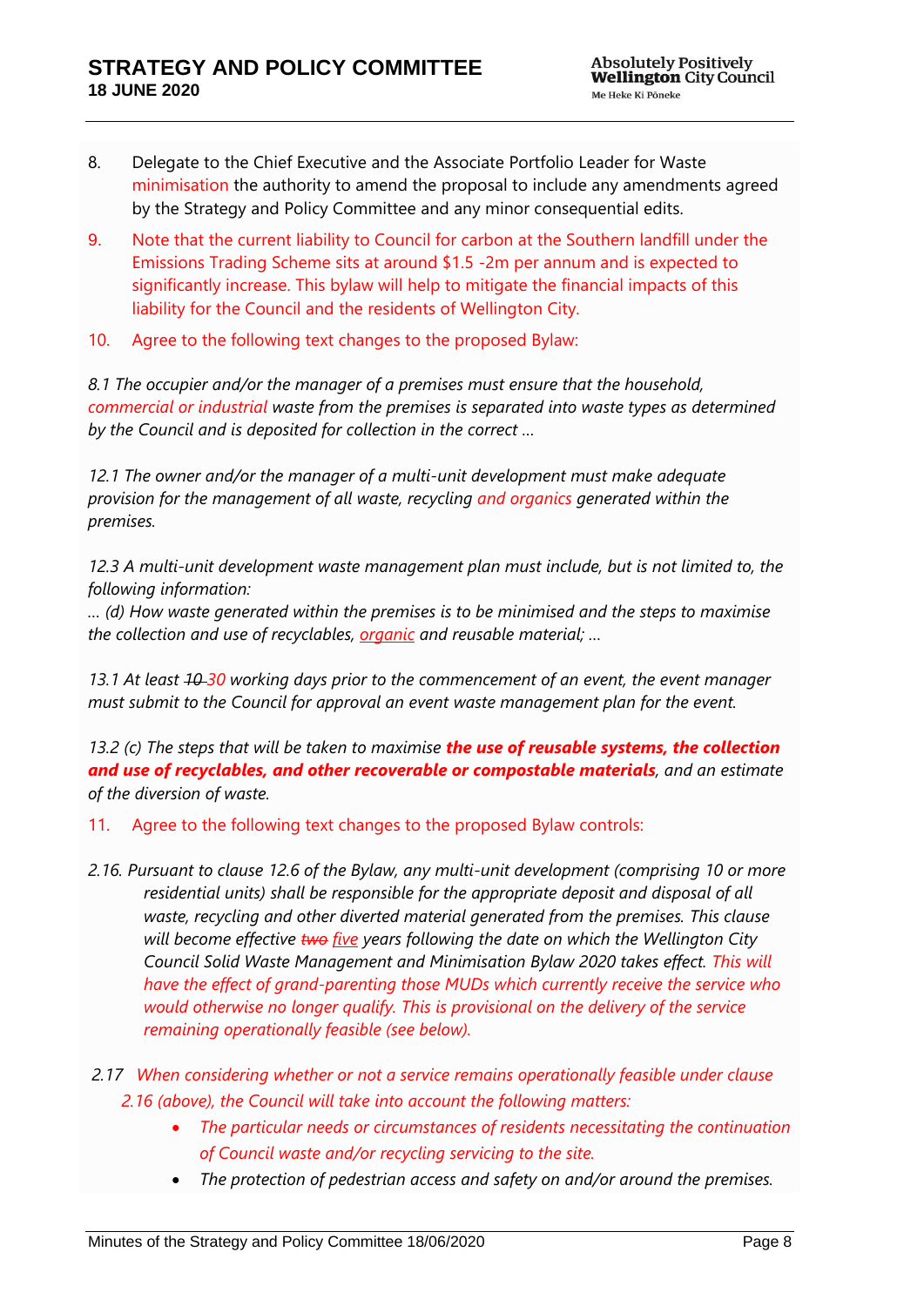8. Delegate to the Chief Executive and the Associate Portfolio Leader for Waste minimisation the authority to amend the proposal to include any amendments agreed by the Strategy and Policy Committee and any minor consequential edits.

9. Note that the current liability to Council for carbon at the Southern landfill under the Emissions Trading Scheme sits at around $1.5 -2m per annum and is expected to significantly increase. This bylaw will help to mitigate the financial impacts of this liability for the Council and the residents of Wellington City.

10. Agree to the following text changes to the proposed Bylaw:

*8.1 The occupier and/or the manager of a premises must ensure that the household, commercial or industrial waste from the premises is separated into waste types as determined by the Council and is deposited for collection in the correct …*

*12.1 The owner and/or the manager of a multi-unit development must make adequate provision for the management of all waste, recycling and organics generated within the premises.*

*12.3 A multi-unit development waste management plan must include, but is not limited to, the following information:*
*… (d) How waste generated within the premises is to be minimised and the steps to maximise the collection and use of recyclables, organic and reusable material; …*

*13.1 At least ~~10~~ 30 working days prior to the commencement of an event, the event manager must submit to the Council for approval an event waste management plan for the event.*

*13.2 (c) The steps that will be taken to maximise* ***the use of reusable systems, the collection and use of recyclables, and other recoverable or compostable materials****, and an estimate of the diversion of waste.*

11. Agree to the following text changes to the proposed Bylaw controls:

*2.16. Pursuant to clause 12.6 of the Bylaw, any multi-unit development (comprising 10 or more residential units) shall be responsible for the appropriate deposit and disposal of all waste, recycling and other diverted material generated from the premises. This clause will become effective ~~two~~ five years following the date on which the Wellington City Council Solid Waste Management and Minimisation Bylaw 2020 takes effect. This will have the effect of grand-parenting those MUDs which currently receive the service who would otherwise no longer qualify. This is provisional on the delivery of the service remaining operationally feasible (see below).*

*2.17 When considering whether or not a service remains operationally feasible under clause 2.16 (above), the Council will take into account the following matters:*

- *The particular needs or circumstances of residents necessitating the continuation of Council waste and/or recycling servicing to the site.*
- *The protection of pedestrian access and safety on and/or around the premises.*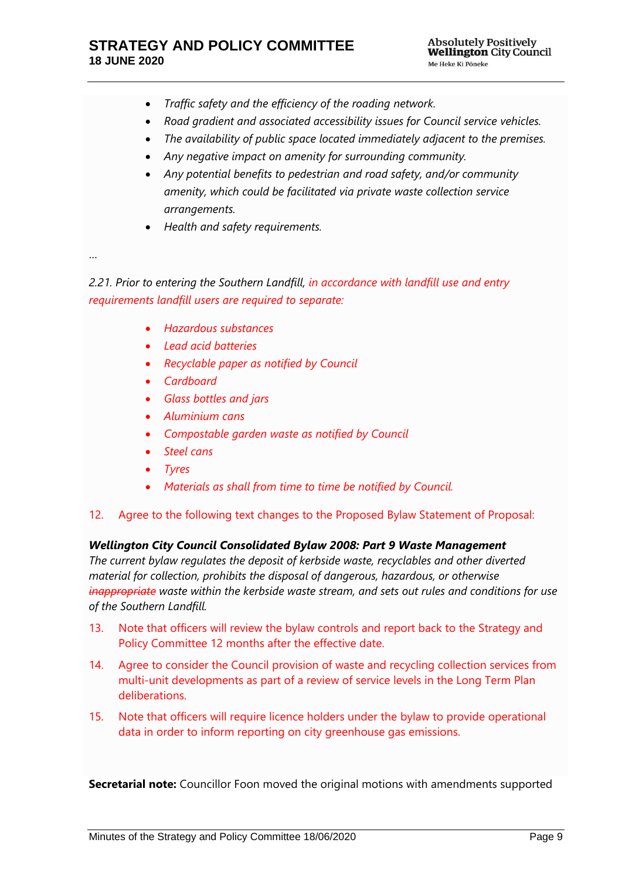- *Traffic safety and the efficiency of the roading network.*
- *Road gradient and associated accessibility issues for Council service vehicles.*
- *The availability of public space located immediately adjacent to the premises.*
- *Any negative impact on amenity for surrounding community.*
- *Any potential benefits to pedestrian and road safety, and/or community amenity, which could be facilitated via private waste collection service arrangements.*
- *Health and safety requirements.*

…

*2.21. Prior to entering the Southern Landfill, in accordance with landfill use and entry requirements landfill users are required to separate:*

- *Hazardous substances*
- *Lead acid batteries*
- *Recyclable paper as notified by Council*
- *Cardboard*
- *Glass bottles and jars*
- *Aluminium cans*
- *Compostable garden waste as notified by Council*
- *Steel cans*
- *Tyres*
- *Materials as shall from time to time be notified by Council.*

12. Agree to the following text changes to the Proposed Bylaw Statement of Proposal:

***Wellington City Council Consolidated Bylaw 2008: Part 9 Waste Management***

*The current bylaw regulates the deposit of kerbside waste, recyclables and other diverted material for collection, prohibits the disposal of dangerous, hazardous, or otherwise ~~inappropriate~~ waste within the kerbside waste stream, and sets out rules and conditions for use of the Southern Landfill.*

13. Note that officers will review the bylaw controls and report back to the Strategy and Policy Committee 12 months after the effective date.
14. Agree to consider the Council provision of waste and recycling collection services from multi-unit developments as part of a review of service levels in the Long Term Plan deliberations.
15. Note that officers will require licence holders under the bylaw to provide operational data in order to inform reporting on city greenhouse gas emissions.

**Secretarial note:** Councillor Foon moved the original motions with amendments supported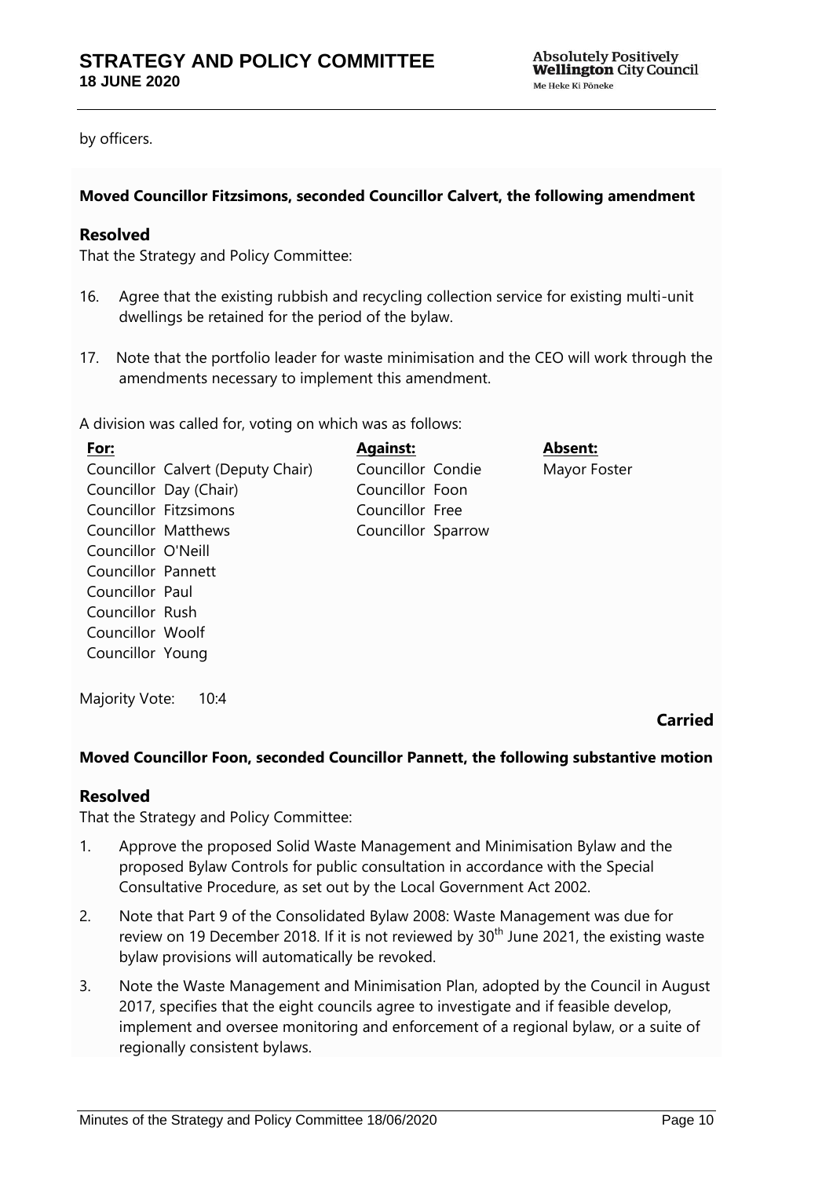by officers.

**Moved Councillor Fitzsimons, seconded Councillor Calvert, the following amendment**

### Resolved

That the Strategy and Policy Committee:

16. Agree that the existing rubbish and recycling collection service for existing multi-unit dwellings be retained for the period of the bylaw.

17. Note that the portfolio leader for waste minimisation and the CEO will work through the amendments necessary to implement this amendment.

A division was called for, voting on which was as follows:

| **For:** | **Against:** | **Absent:** |
|---|---|---|
| Councillor Calvert (Deputy Chair) | Councillor Condie | Mayor Foster |
| Councillor Day (Chair) | Councillor Foon | |
| Councillor Fitzsimons | Councillor Free | |
| Councillor Matthews | Councillor Sparrow | |
| Councillor O'Neill | | |
| Councillor Pannett | | |
| Councillor Paul | | |
| Councillor Rush | | |
| Councillor Woolf | | |
| Councillor Young | | |

Majority Vote: 10:4

**Carried**

**Moved Councillor Foon, seconded Councillor Pannett, the following substantive motion**

### Resolved

That the Strategy and Policy Committee:

1. Approve the proposed Solid Waste Management and Minimisation Bylaw and the proposed Bylaw Controls for public consultation in accordance with the Special Consultative Procedure, as set out by the Local Government Act 2002.

2. Note that Part 9 of the Consolidated Bylaw 2008: Waste Management was due for review on 19 December 2018. If it is not reviewed by 30th June 2021, the existing waste bylaw provisions will automatically be revoked.

3. Note the Waste Management and Minimisation Plan, adopted by the Council in August 2017, specifies that the eight councils agree to investigate and if feasible develop, implement and oversee monitoring and enforcement of a regional bylaw, or a suite of regionally consistent bylaws.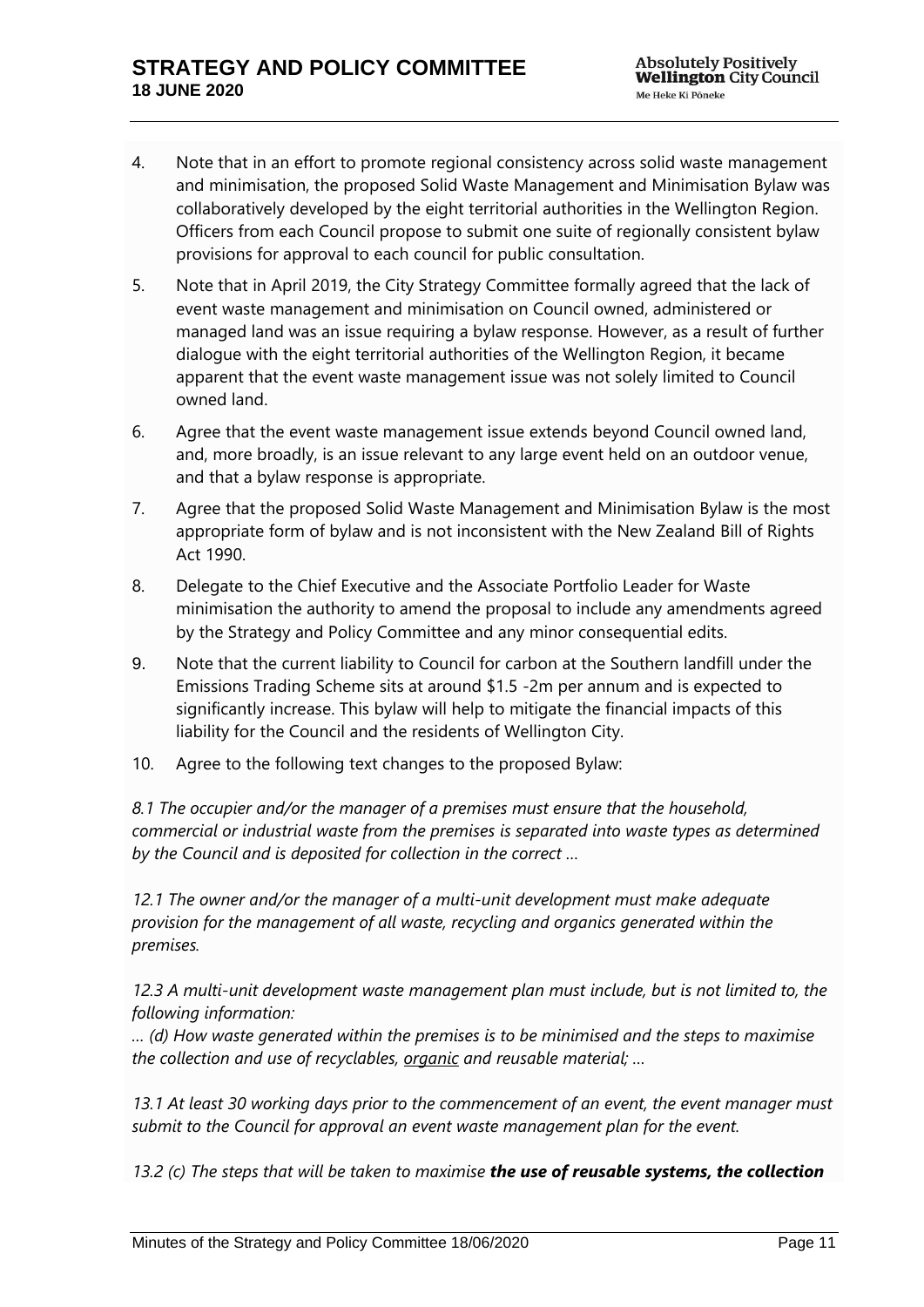4. Note that in an effort to promote regional consistency across solid waste management and minimisation, the proposed Solid Waste Management and Minimisation Bylaw was collaboratively developed by the eight territorial authorities in the Wellington Region. Officers from each Council propose to submit one suite of regionally consistent bylaw provisions for approval to each council for public consultation.

5. Note that in April 2019, the City Strategy Committee formally agreed that the lack of event waste management and minimisation on Council owned, administered or managed land was an issue requiring a bylaw response. However, as a result of further dialogue with the eight territorial authorities of the Wellington Region, it became apparent that the event waste management issue was not solely limited to Council owned land.

6. Agree that the event waste management issue extends beyond Council owned land, and, more broadly, is an issue relevant to any large event held on an outdoor venue, and that a bylaw response is appropriate.

7. Agree that the proposed Solid Waste Management and Minimisation Bylaw is the most appropriate form of bylaw and is not inconsistent with the New Zealand Bill of Rights Act 1990.

8. Delegate to the Chief Executive and the Associate Portfolio Leader for Waste minimisation the authority to amend the proposal to include any amendments agreed by the Strategy and Policy Committee and any minor consequential edits.

9. Note that the current liability to Council for carbon at the Southern landfill under the Emissions Trading Scheme sits at around $1.5 -2m per annum and is expected to significantly increase. This bylaw will help to mitigate the financial impacts of this liability for the Council and the residents of Wellington City.

10. Agree to the following text changes to the proposed Bylaw:

*8.1 The occupier and/or the manager of a premises must ensure that the household, commercial or industrial waste from the premises is separated into waste types as determined by the Council and is deposited for collection in the correct …*

*12.1 The owner and/or the manager of a multi-unit development must make adequate provision for the management of all waste, recycling and organics generated within the premises.*

*12.3 A multi-unit development waste management plan must include, but is not limited to, the following information:*
*… (d) How waste generated within the premises is to be minimised and the steps to maximise the collection and use of recyclables, <u>organic</u> and reusable material; …*

*13.1 At least 30 working days prior to the commencement of an event, the event manager must submit to the Council for approval an event waste management plan for the event.*

*13.2 (c) The steps that will be taken to maximise* ***the use of reusable systems, the collection***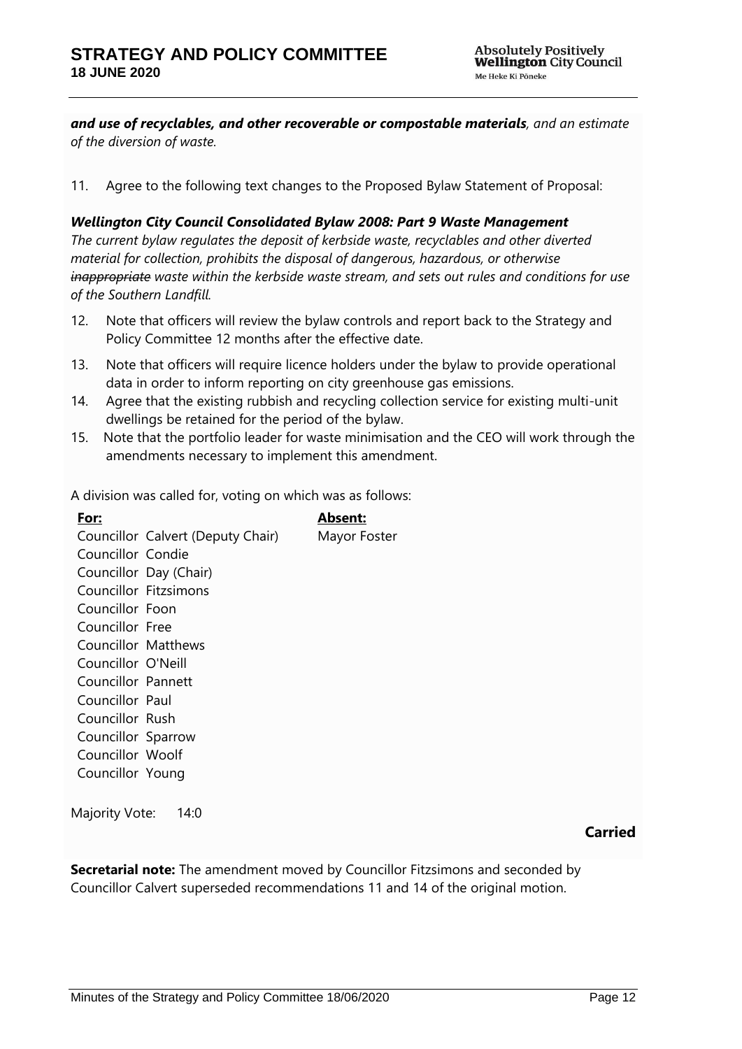***and use of recyclables, and other recoverable or compostable materials****, and an estimate of the diversion of waste.*

11. Agree to the following text changes to the Proposed Bylaw Statement of Proposal:

***Wellington City Council Consolidated Bylaw 2008: Part 9 Waste Management***

*The current bylaw regulates the deposit of kerbside waste, recyclables and other diverted material for collection, prohibits the disposal of dangerous, hazardous, or otherwise ~~inappropriate~~ waste within the kerbside waste stream, and sets out rules and conditions for use of the Southern Landfill.*

12. Note that officers will review the bylaw controls and report back to the Strategy and Policy Committee 12 months after the effective date.
13. Note that officers will require licence holders under the bylaw to provide operational data in order to inform reporting on city greenhouse gas emissions.
14. Agree that the existing rubbish and recycling collection service for existing multi-unit dwellings be retained for the period of the bylaw.
15. Note that the portfolio leader for waste minimisation and the CEO will work through the amendments necessary to implement this amendment.

A division was called for, voting on which was as follows:

| **For:** | **Absent:** |
|---|---|
| Councillor Calvert (Deputy Chair) | Mayor Foster |
| Councillor Condie | |
| Councillor Day (Chair) | |
| Councillor Fitzsimons | |
| Councillor Foon | |
| Councillor Free | |
| Councillor Matthews | |
| Councillor O'Neill | |
| Councillor Pannett | |
| Councillor Paul | |
| Councillor Rush | |
| Councillor Sparrow | |
| Councillor Woolf | |
| Councillor Young | |

Majority Vote: 14:0

**Carried**

**Secretarial note:** The amendment moved by Councillor Fitzsimons and seconded by Councillor Calvert superseded recommendations 11 and 14 of the original motion.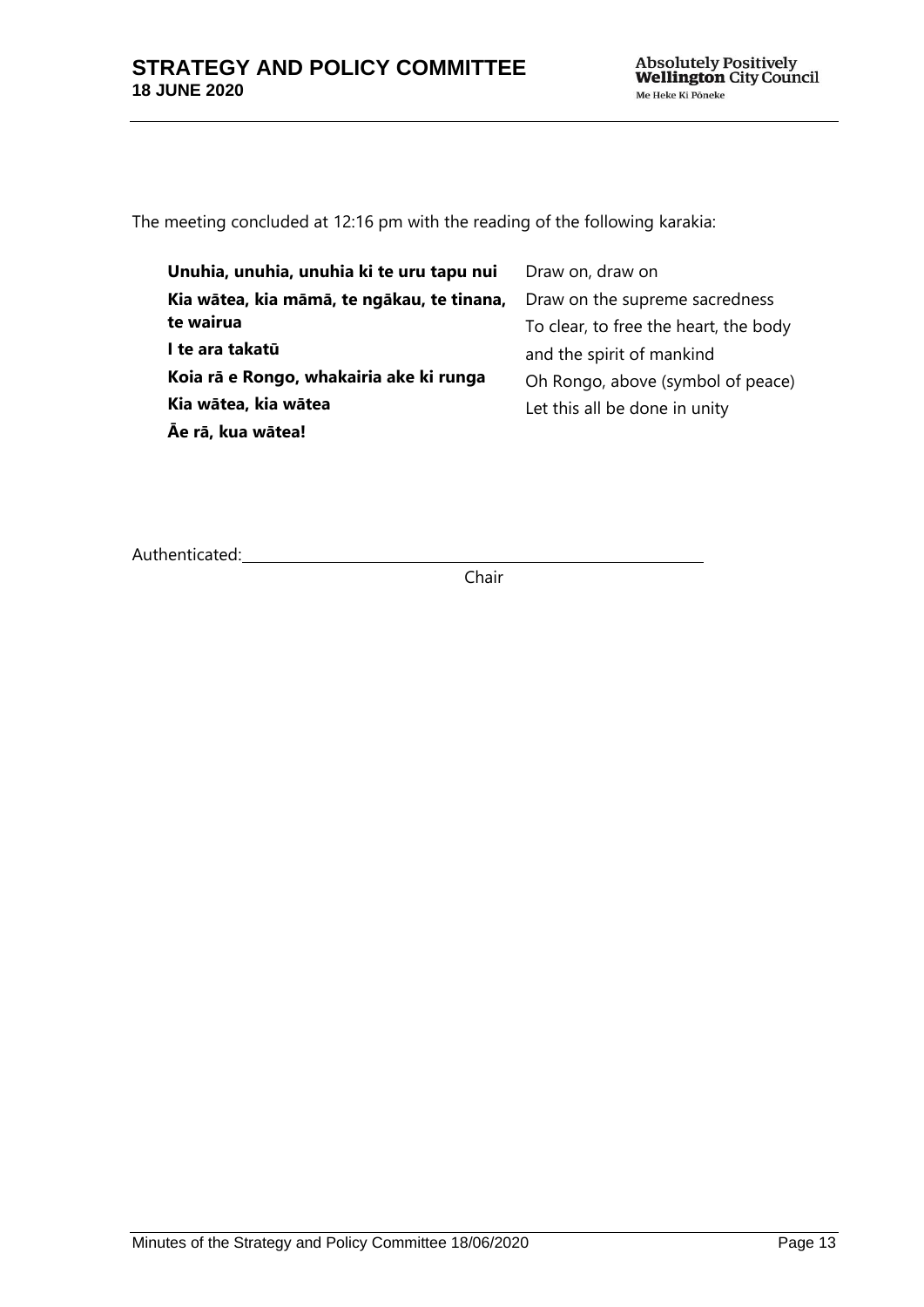The meeting concluded at 12:16 pm with the reading of the following karakia:

| | |
|---|---|
| **Unuhia, unuhia, unuhia ki te uru tapu nui** | Draw on, draw on |
| **Kia wātea, kia māmā, te ngākau, te tinana, te wairua** | Draw on the supreme sacredness |
| **I te ara takatū** | To clear, to free the heart, the body |
| **Koia rā e Rongo, whakairia ake ki runga** | and the spirit of mankind |
| **Kia wātea, kia wātea** | Oh Rongo, above (symbol of peace) |
| **Āe rā, kua wātea!** | Let this all be done in unity |

Authenticated: ____________________________________________

Chair